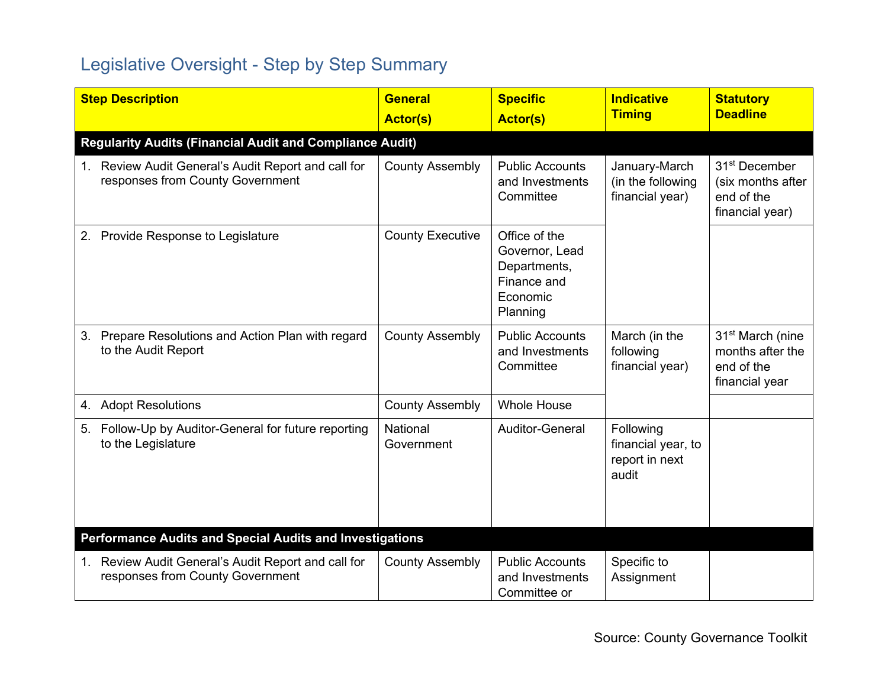## Legislative Oversight - Step by Step Summary

| Step Description | General Actor(s) | Specific Actor(s) | Indicative Timing | Statutory Deadline |
|---|---|---|---|---|
| **Regularity Audits (Financial Audit and Compliance Audit)** | | | | |
| 1. Review Audit General's Audit Report and call for responses from County Government | County Assembly | Public Accounts and Investments Committee | January-March (in the following financial year) | 31st December (six months after end of the financial year) |
| 2. Provide Response to Legislature | County Executive | Office of the Governor, Lead Departments, Finance and Economic Planning | | |
| 3. Prepare Resolutions and Action Plan with regard to the Audit Report | County Assembly | Public Accounts and Investments Committee | March (in the following financial year) | 31st March (nine months after the end of the financial year |
| 4. Adopt Resolutions | County Assembly | Whole House | | |
| 5. Follow-Up by Auditor-General for future reporting to the Legislature | National Government | Auditor-General | Following financial year, to report in next audit | |
| **Performance Audits and Special Audits and Investigations** | | | | |
| 1. Review Audit General's Audit Report and call for responses from County Government | County Assembly | Public Accounts and Investments Committee or | Specific to Assignment | |

Source: County Governance Toolkit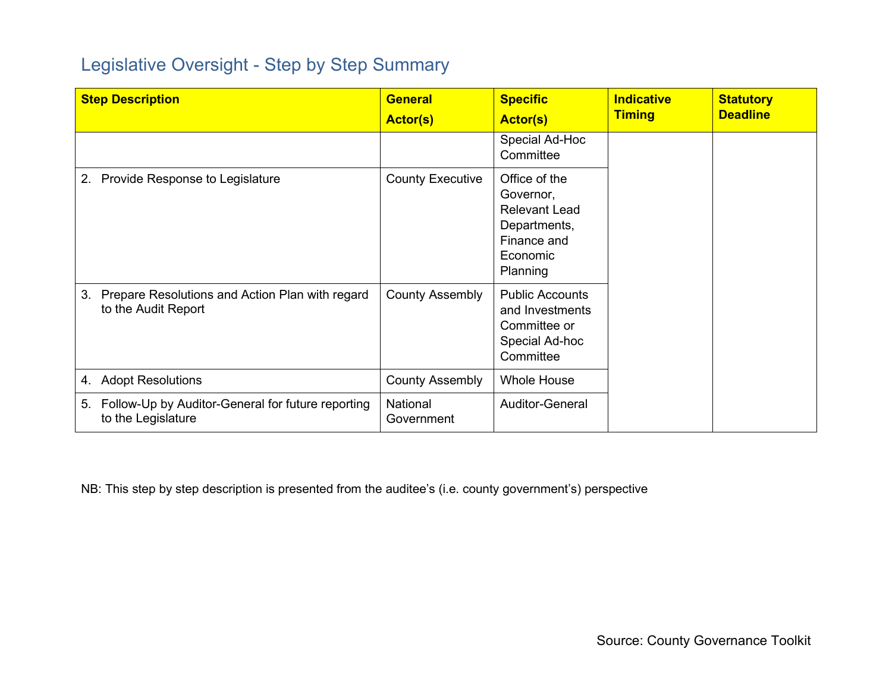## Legislative Oversight - Step by Step Summary

| Step Description | General Actor(s) | Specific Actor(s) | Indicative Timing | Statutory Deadline |
|---|---|---|---|---|
| | | Special Ad-Hoc Committee | | |
| 2. Provide Response to Legislature | County Executive | Office of the Governor, Relevant Lead Departments, Finance and Economic Planning | | |
| 3. Prepare Resolutions and Action Plan with regard to the Audit Report | County Assembly | Public Accounts and Investments Committee or Special Ad-hoc Committee | | |
| 4. Adopt Resolutions | County Assembly | Whole House | | |
| 5. Follow-Up by Auditor-General for future reporting to the Legislature | National Government | Auditor-General | | |

NB: This step by step description is presented from the auditee's (i.e. county government's) perspective

Source: County Governance Toolkit